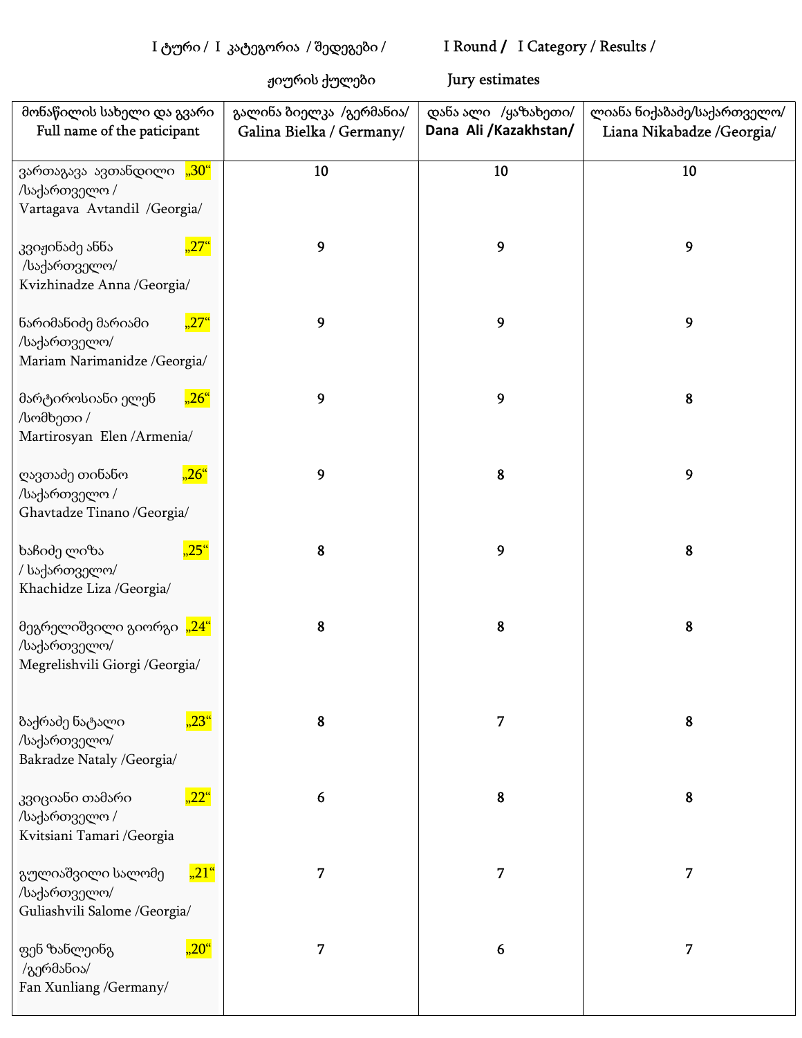I ტური / I კატეგორია / შედეგები / I Round / I Category / Results /

ჟიურის ქულები Jury estimates

| მონაწილის სახელი და გვარი Full name of the paticipant | გალინა ბიელკა /გერმანია/ Galina Bielka / Germany/ | დანა ალი /ყაზახეთი/ Dana Ali /Kazakhstan/ | ლიანა ნიქაბაძე/საქართველო/ Liana Nikabadze /Georgia/ |
|---|---|---|---|
| ვართაგავა ავთანდილი „30“ /საქართველო / Vartagava Avtandil /Georgia/ | 10 | 10 | 10 |
| კვიჟინაძე ანნა „27“ /საქართველო/ Kvizhinadze Anna /Georgia/ | 9 | 9 | 9 |
| ნარიმანიძე მარიამი „27“ /საქართველო/ Mariam Narimanidze /Georgia/ | 9 | 9 | 9 |
| მარტიროსიანი ელენ „26“ /სომხეთი / Martirosyan Elen /Armenia/ | 9 | 9 | 8 |
| ღავთაძე თინანო „26“ /საქართველო / Ghavtadze Tinano /Georgia/ | 9 | 8 | 9 |
| ხაჩიძე ლიზა „25“ / საქართველო/ Khachidze Liza /Georgia/ | 8 | 9 | 8 |
| მეგრელიშვილი გიორგი „24“ /საქართველო/ Megrelishvili Giorgi /Georgia/ | 8 | 8 | 8 |
| ბაქრაძე ნატალი „23“ /საქართველო/ Bakradze Nataly /Georgia/ | 8 | 7 | 8 |
| კვიციანი თამარი „22“ /საქართველო / Kvitsiani Tamari /Georgia | 6 | 8 | 8 |
| გულიაშვილი სალომე „21“ /საქართველო/ Guliashvili Salome /Georgia/ | 7 | 7 | 7 |
| ფენ ზანლეინგ „20“ /გერმანია/ Fan Xunliang /Germany/ | 7 | 6 | 7 |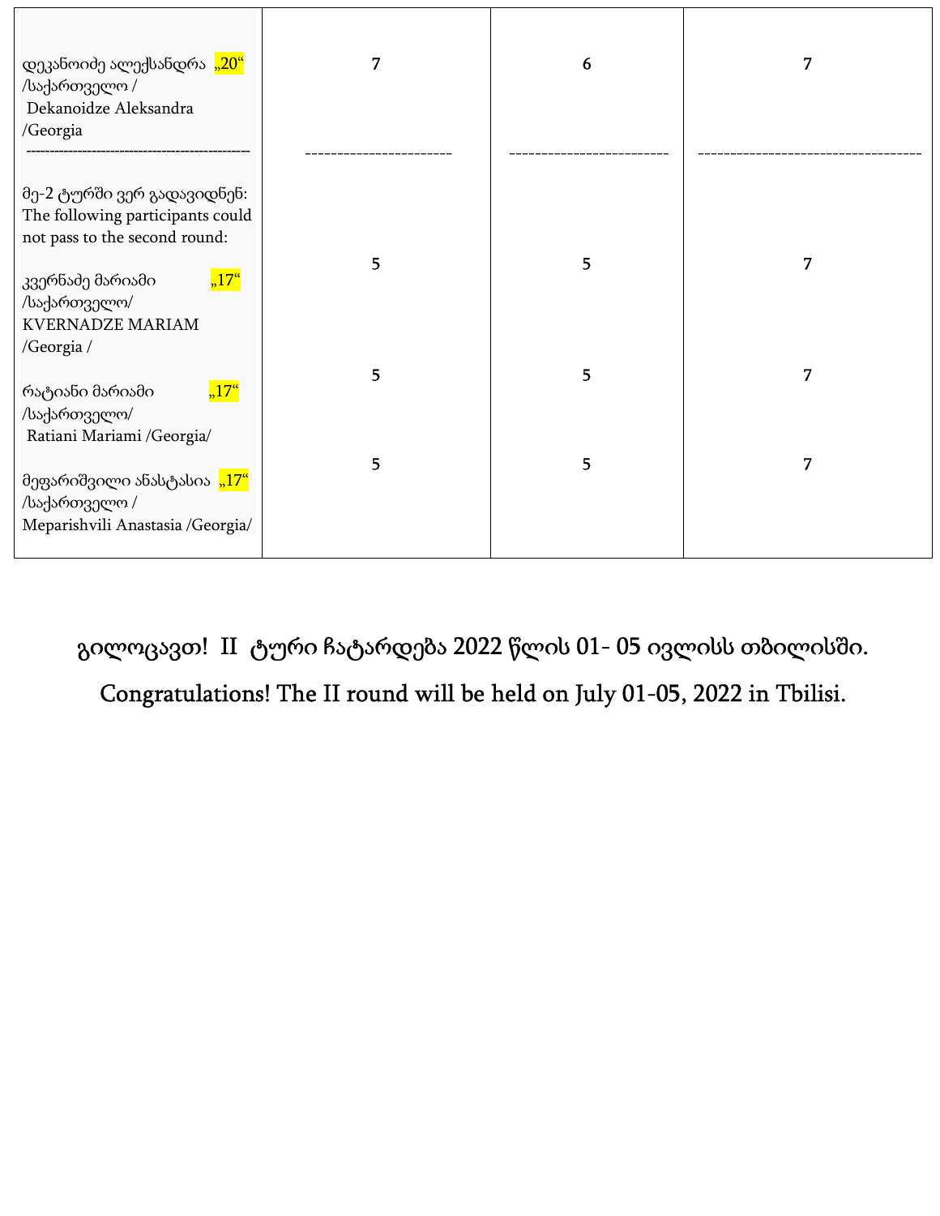| | | | |
|---|---|---|---|
| დეკანოიძე ალექსანდრა „20“ /საქართველო / Dekanoidze Aleksandra /Georgia | 7 | 6 | 7 |
| ------------------------------------------------ | ----------------------- | ------------------------- | ----------------------------------- |
| მე-2 ტურში ვერ გადავიდნენ: The following participants could not pass to the second round: | | | |
| კვერნაძე მარიამი „17“ /საქართველო/ KVERNADZE MARIAM /Georgia / | 5 | 5 | 7 |
| რატიანი მარიამი „17“ /საქართველო/ Ratiani Mariami /Georgia/ | 5 | 5 | 7 |
| მეფარიშვილი ანასტასია „17“ /საქართველო / Meparishvili Anastasia /Georgia/ | 5 | 5 | 7 |

გილოცავთ! II ტური ჩატარდება 2022 წლის 01- 05 ივლისს თბილისში.

Congratulations! The II round will be held on July 01-05, 2022 in Tbilisi.